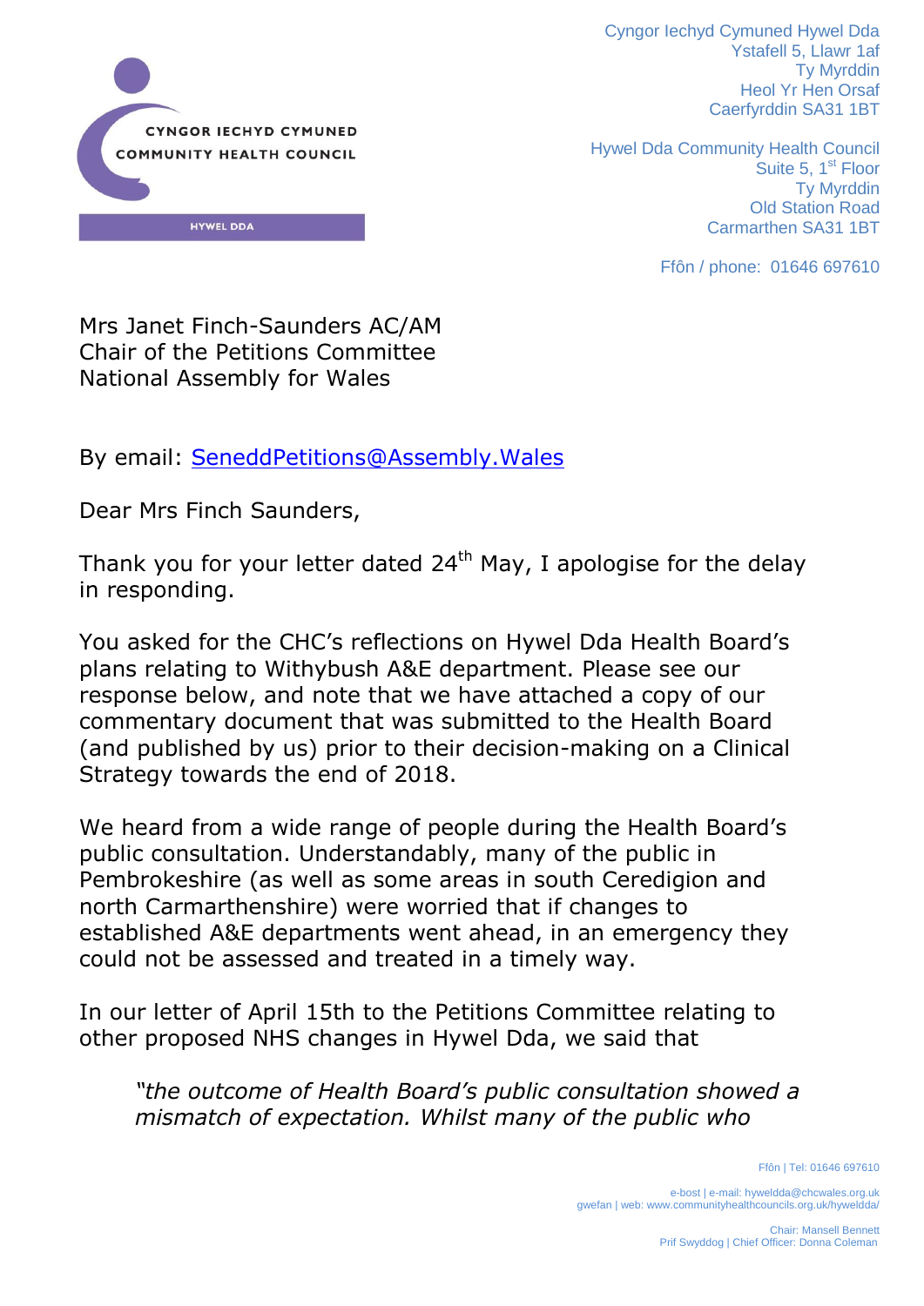CYNGOR IECHYD CYMUNED
COMMUNITY HEALTH COUNCIL
HYWEL DDA

Cyngor Iechyd Cymuned Hywel Dda
Ystafell 5, Llawr 1af
Ty Myrddin
Heol Yr Hen Orsaf
Caerfyrddin SA31 1BT

Hywel Dda Community Health Council
Suite 5, 1st Floor
Ty Myrddin
Old Station Road
Carmarthen SA31 1BT

Ffôn / phone: 01646 697610

Mrs Janet Finch-Saunders AC/AM
Chair of the Petitions Committee
National Assembly for Wales

By email: SeneddPetitions@Assembly.Wales

Dear Mrs Finch Saunders,

Thank you for your letter dated 24th May, I apologise for the delay in responding.

You asked for the CHC's reflections on Hywel Dda Health Board's plans relating to Withybush A&E department. Please see our response below, and note that we have attached a copy of our commentary document that was submitted to the Health Board (and published by us) prior to their decision-making on a Clinical Strategy towards the end of 2018.

We heard from a wide range of people during the Health Board's public consultation. Understandably, many of the public in Pembrokeshire (as well as some areas in south Ceredigion and north Carmarthenshire) were worried that if changes to established A&E departments went ahead, in an emergency they could not be assessed and treated in a timely way.

In our letter of April 15th to the Petitions Committee relating to other proposed NHS changes in Hywel Dda, we said that

> *"the outcome of Health Board's public consultation showed a mismatch of expectation. Whilst many of the public who*

Ffôn | Tel: 01646 697610

e-bost | e-mail: hyweldda@chcwales.org.uk
gwefan | web: www.communityhealthcouncils.org.uk/hyweldda/

Chair: Mansell Bennett
Prif Swyddog | Chief Officer: Donna Coleman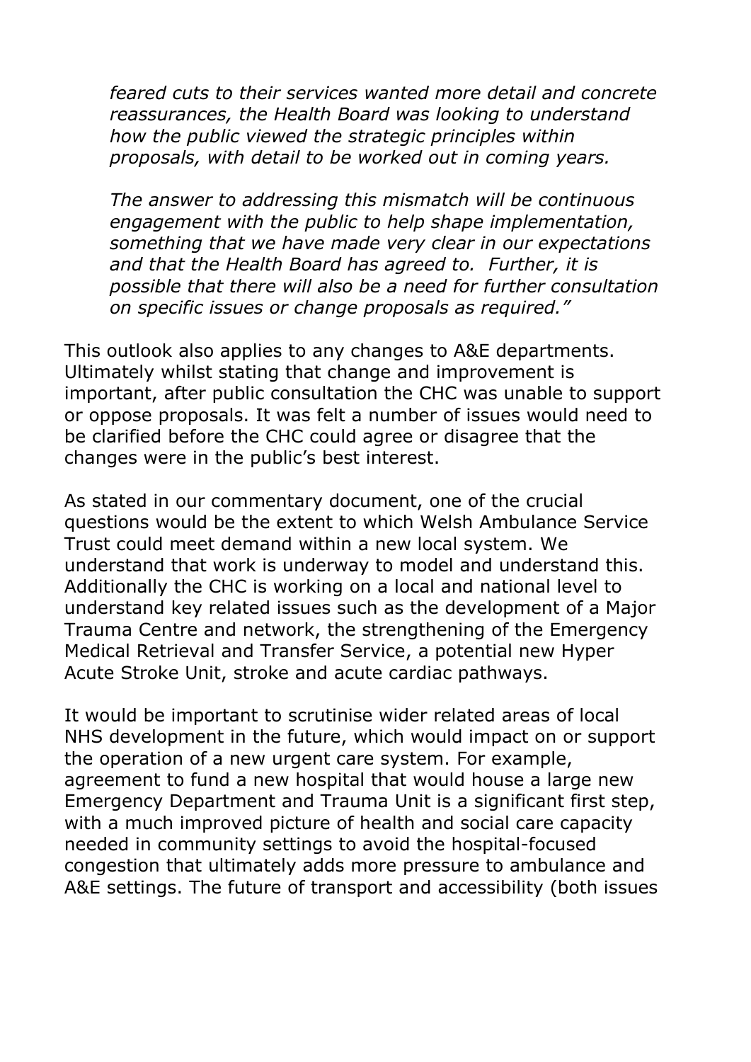*feared cuts to their services wanted more detail and concrete reassurances, the Health Board was looking to understand how the public viewed the strategic principles within proposals, with detail to be worked out in coming years.*

*The answer to addressing this mismatch will be continuous engagement with the public to help shape implementation, something that we have made very clear in our expectations and that the Health Board has agreed to. Further, it is possible that there will also be a need for further consultation on specific issues or change proposals as required."*

This outlook also applies to any changes to A&E departments. Ultimately whilst stating that change and improvement is important, after public consultation the CHC was unable to support or oppose proposals. It was felt a number of issues would need to be clarified before the CHC could agree or disagree that the changes were in the public's best interest.

As stated in our commentary document, one of the crucial questions would be the extent to which Welsh Ambulance Service Trust could meet demand within a new local system. We understand that work is underway to model and understand this. Additionally the CHC is working on a local and national level to understand key related issues such as the development of a Major Trauma Centre and network, the strengthening of the Emergency Medical Retrieval and Transfer Service, a potential new Hyper Acute Stroke Unit, stroke and acute cardiac pathways.

It would be important to scrutinise wider related areas of local NHS development in the future, which would impact on or support the operation of a new urgent care system. For example, agreement to fund a new hospital that would house a large new Emergency Department and Trauma Unit is a significant first step, with a much improved picture of health and social care capacity needed in community settings to avoid the hospital-focused congestion that ultimately adds more pressure to ambulance and A&E settings. The future of transport and accessibility (both issues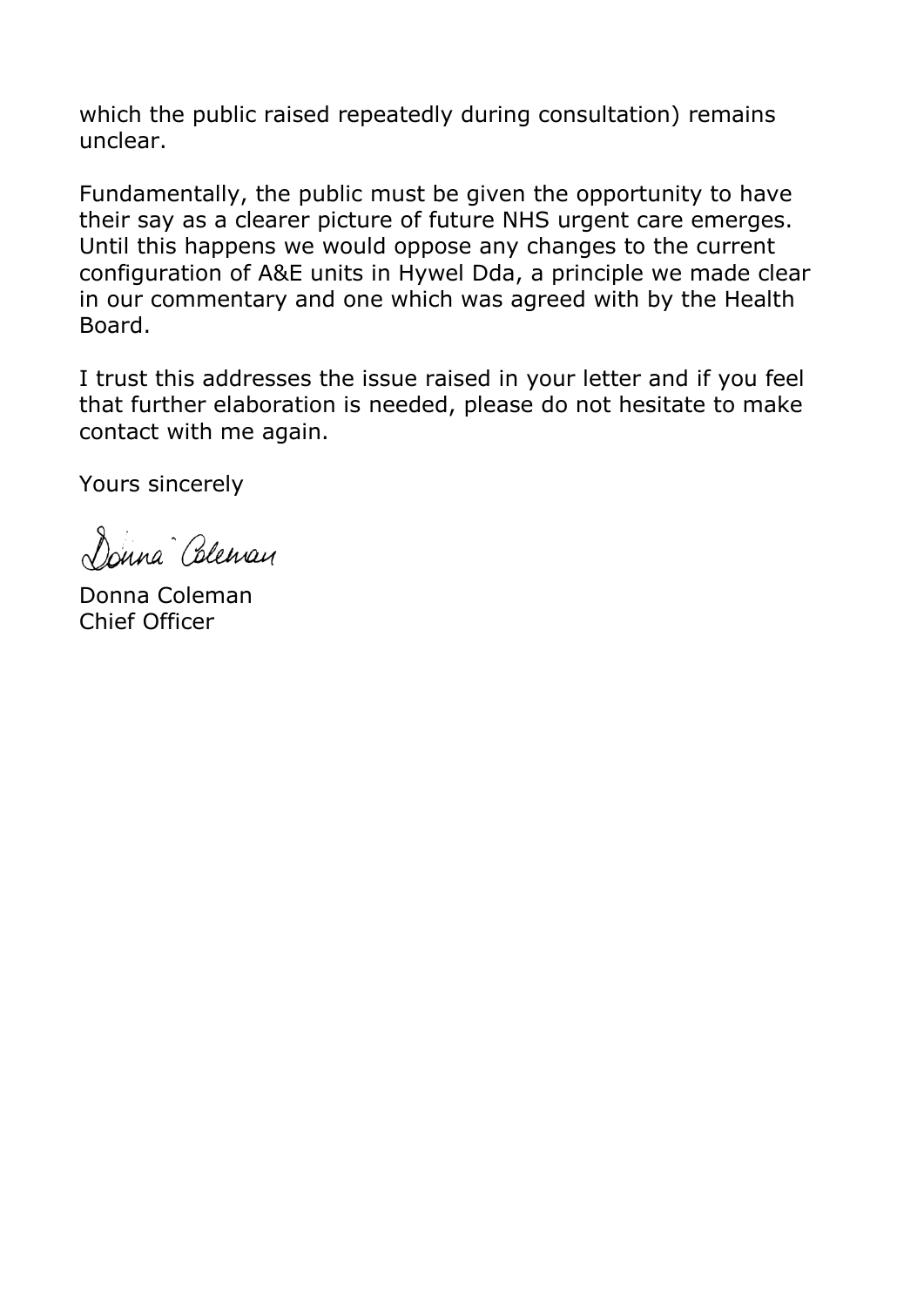which the public raised repeatedly during consultation) remains unclear.

Fundamentally, the public must be given the opportunity to have their say as a clearer picture of future NHS urgent care emerges. Until this happens we would oppose any changes to the current configuration of A&E units in Hywel Dda, a principle we made clear in our commentary and one which was agreed with by the Health Board.

I trust this addresses the issue raised in your letter and if you feel that further elaboration is needed, please do not hesitate to make contact with me again.

Yours sincerely

Donna Coleman

Donna Coleman
Chief Officer